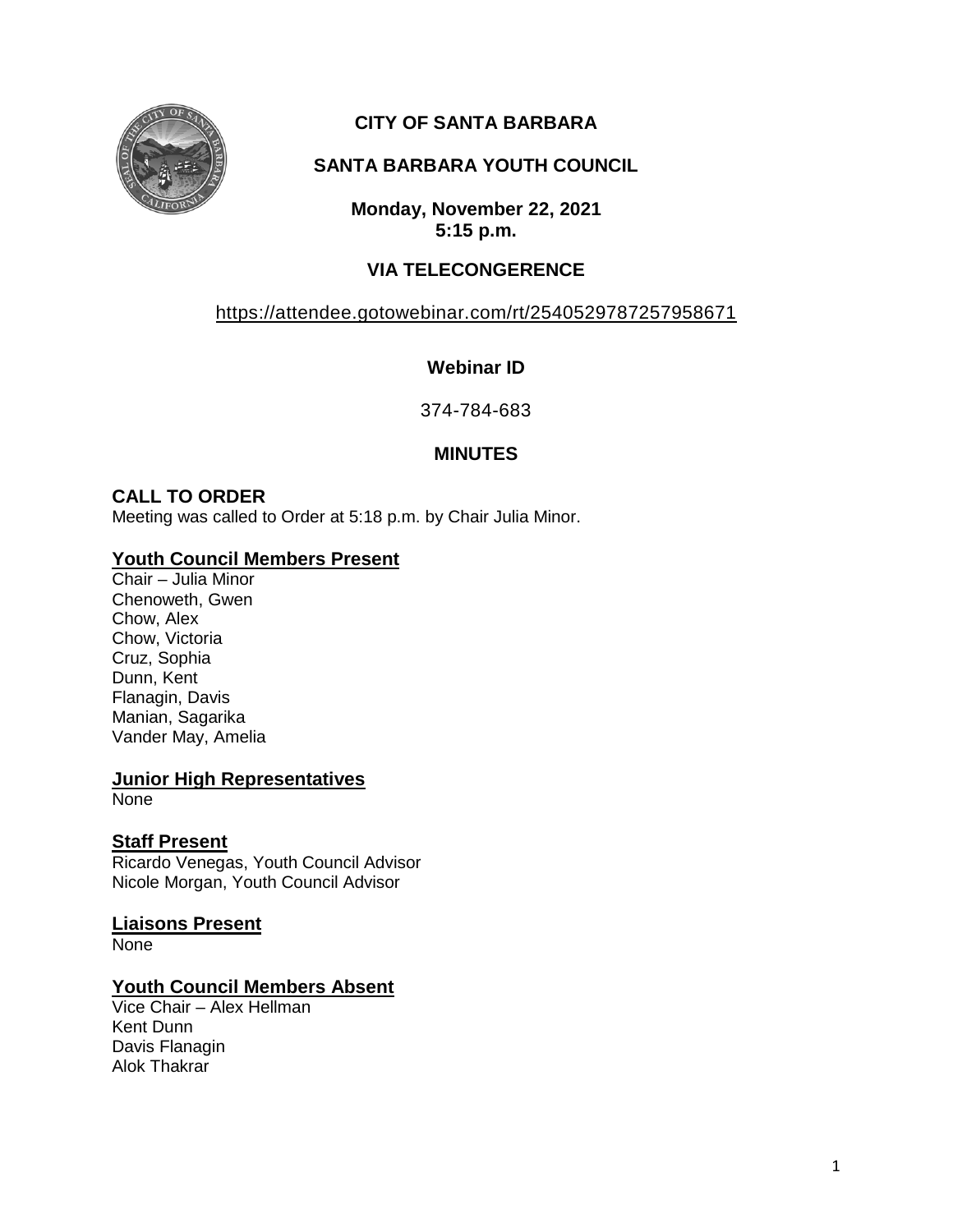# CITY OF SANTA BARBARA

## SANTA BARBARA YOUTH COUNCIL

**Monday, November 22, 2021**
**5:15 p.m.**

**VIA TELECONGERENCE**

https://attendee.gotowebinar.com/rt/2540529787257958671

**Webinar ID**

374-784-683

**MINUTES**

### CALL TO ORDER

Meeting was called to Order at 5:18 p.m. by Chair Julia Minor.

### Youth Council Members Present

Chair – Julia Minor
Chenoweth, Gwen
Chow, Alex
Chow, Victoria
Cruz, Sophia
Dunn, Kent
Flanagin, Davis
Manian, Sagarika
Vander May, Amelia

### Junior High Representatives

None

### Staff Present

Ricardo Venegas, Youth Council Advisor
Nicole Morgan, Youth Council Advisor

### Liaisons Present

None

### Youth Council Members Absent

Vice Chair – Alex Hellman
Kent Dunn
Davis Flanagin
Alok Thakrar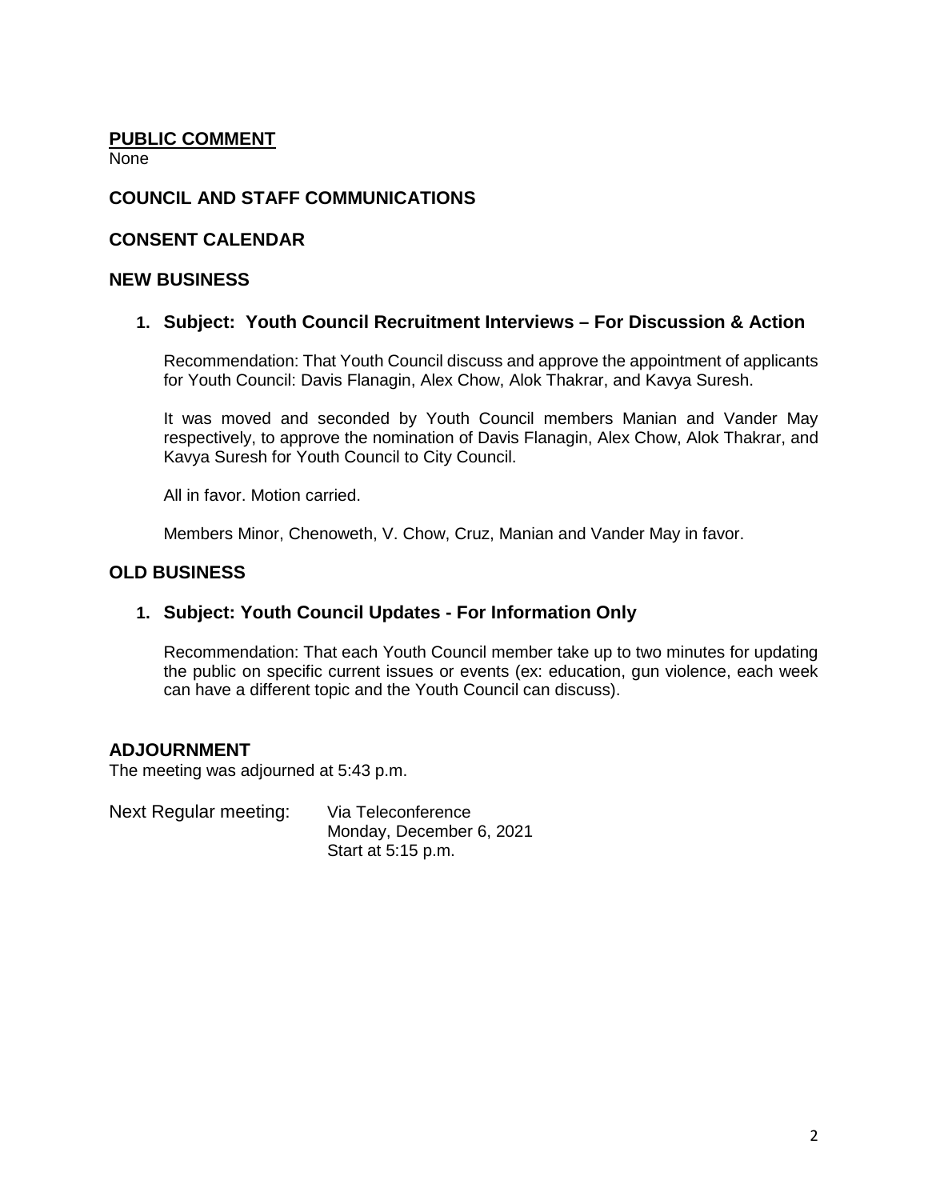## PUBLIC COMMENT

None

## COUNCIL AND STAFF COMMUNICATIONS

## CONSENT CALENDAR

## NEW BUSINESS

### 1. Subject: Youth Council Recruitment Interviews – For Discussion & Action

Recommendation: That Youth Council discuss and approve the appointment of applicants for Youth Council: Davis Flanagin, Alex Chow, Alok Thakrar, and Kavya Suresh.

It was moved and seconded by Youth Council members Manian and Vander May respectively, to approve the nomination of Davis Flanagin, Alex Chow, Alok Thakrar, and Kavya Suresh for Youth Council to City Council.

All in favor. Motion carried.

Members Minor, Chenoweth, V. Chow, Cruz, Manian and Vander May in favor.

## OLD BUSINESS

### 1. Subject: Youth Council Updates - For Information Only

Recommendation: That each Youth Council member take up to two minutes for updating the public on specific current issues or events (ex: education, gun violence, each week can have a different topic and the Youth Council can discuss).

## ADJOURNMENT

The meeting was adjourned at 5:43 p.m.

Next Regular meeting: Via Teleconference
Monday, December 6, 2021
Start at 5:15 p.m.